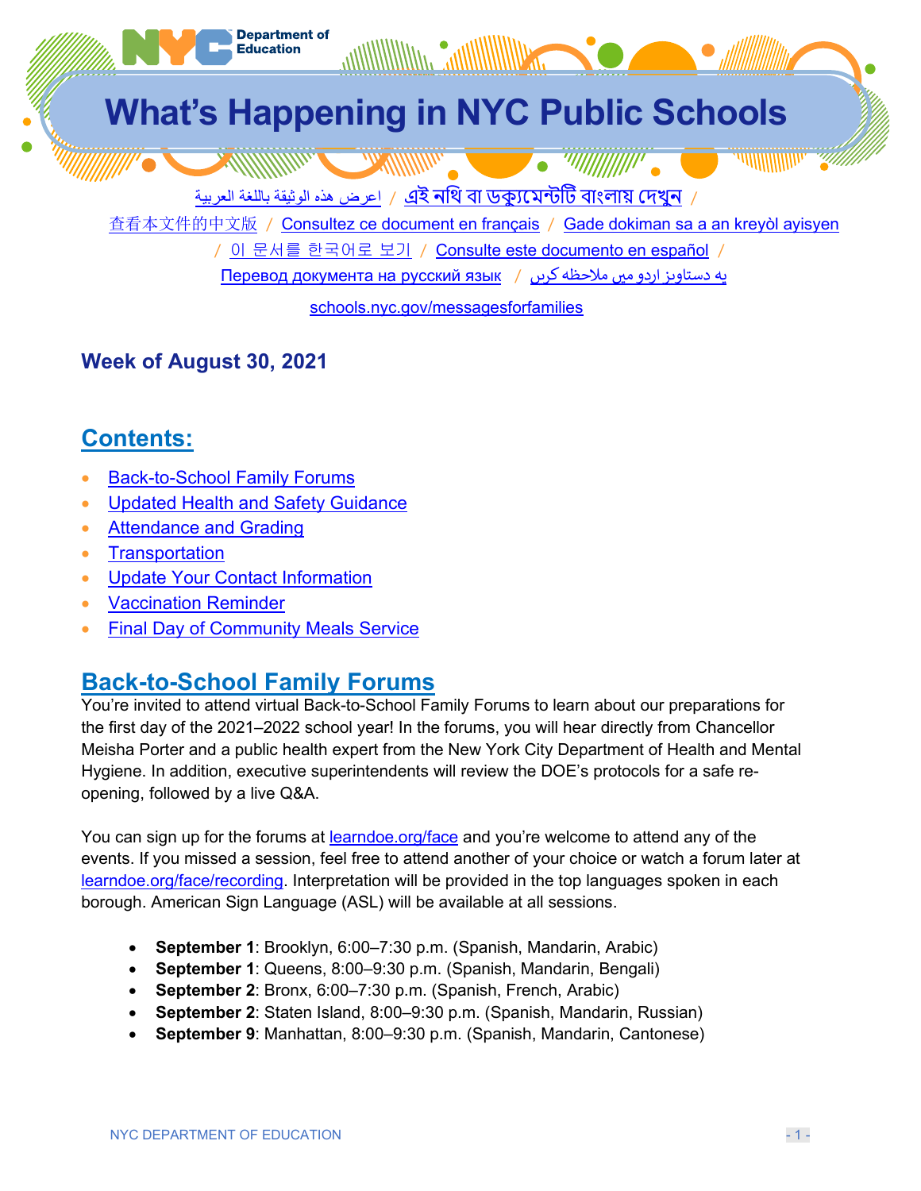Department of Education

# What's Happening in NYC Public Schools

اعرض هذه الوثيقة باللغة العربية / এই নথি বা ডকুমেন্টটি বাংলায় দেখুন / 查看本文件的中文版 / Consultez ce document en français / Gade dokiman sa a an kreyòl ayisyen / 이 문서를 한국어로 보기 / Consulte este documento en español / Перевод документа на русский язык / یہ دستاویز اردو میں ملاحظہ کریں

schools.nyc.gov/messagesforfamilies

### Week of August 30, 2021

## Contents:

- Back-to-School Family Forums
- Updated Health and Safety Guidance
- Attendance and Grading
- Transportation
- Update Your Contact Information
- Vaccination Reminder
- Final Day of Community Meals Service

## Back-to-School Family Forums

You're invited to attend virtual Back-to-School Family Forums to learn about our preparations for the first day of the 2021–2022 school year! In the forums, you will hear directly from Chancellor Meisha Porter and a public health expert from the New York City Department of Health and Mental Hygiene. In addition, executive superintendents will review the DOE's protocols for a safe re-opening, followed by a live Q&A.

You can sign up for the forums at learndoe.org/face and you're welcome to attend any of the events. If you missed a session, feel free to attend another of your choice or watch a forum later at learndoe.org/face/recording. Interpretation will be provided in the top languages spoken in each borough. American Sign Language (ASL) will be available at all sessions.

- **September 1**: Brooklyn, 6:00–7:30 p.m. (Spanish, Mandarin, Arabic)
- **September 1**: Queens, 8:00–9:30 p.m. (Spanish, Mandarin, Bengali)
- **September 2**: Bronx, 6:00–7:30 p.m. (Spanish, French, Arabic)
- **September 2**: Staten Island, 8:00–9:30 p.m. (Spanish, Mandarin, Russian)
- **September 9**: Manhattan, 8:00–9:30 p.m. (Spanish, Mandarin, Cantonese)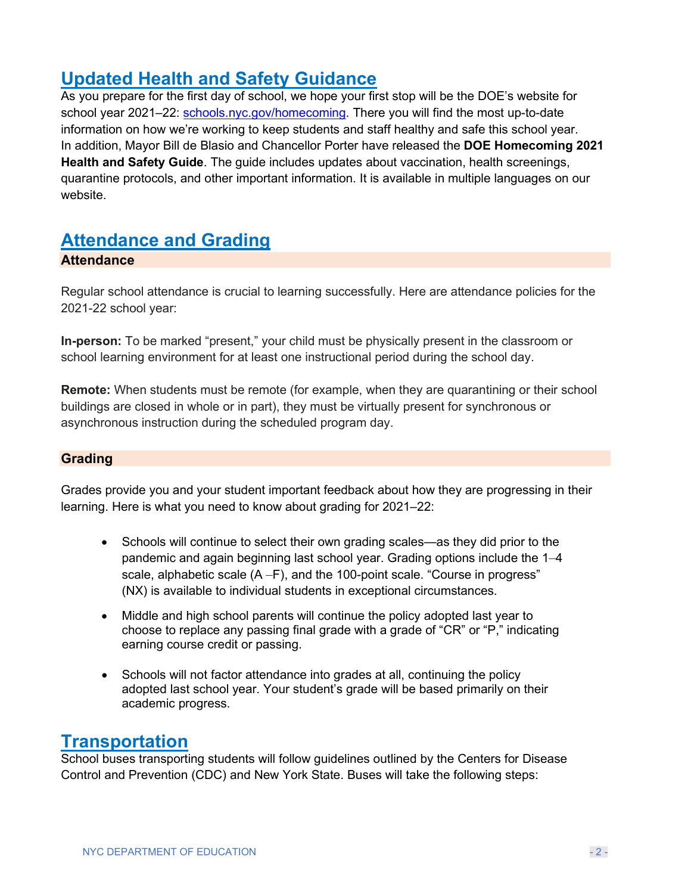## Updated Health and Safety Guidance

As you prepare for the first day of school, we hope your first stop will be the DOE's website for school year 2021–22: [schools.nyc.gov/homecoming](schools.nyc.gov/homecoming). There you will find the most up-to-date information on how we're working to keep students and staff healthy and safe this school year. In addition, Mayor Bill de Blasio and Chancellor Porter have released the **DOE Homecoming 2021 Health and Safety Guide**. The guide includes updates about vaccination, health screenings, quarantine protocols, and other important information. It is available in multiple languages on our website.

## Attendance and Grading

### Attendance

Regular school attendance is crucial to learning successfully. Here are attendance policies for the 2021-22 school year:

**In-person:** To be marked "present," your child must be physically present in the classroom or school learning environment for at least one instructional period during the school day.

**Remote:** When students must be remote (for example, when they are quarantining or their school buildings are closed in whole or in part), they must be virtually present for synchronous or asynchronous instruction during the scheduled program day.

### Grading

Grades provide you and your student important feedback about how they are progressing in their learning. Here is what you need to know about grading for 2021–22:

- Schools will continue to select their own grading scales—as they did prior to the pandemic and again beginning last school year. Grading options include the 1–4 scale, alphabetic scale (A –F), and the 100-point scale. "Course in progress" (NX) is available to individual students in exceptional circumstances.
- Middle and high school parents will continue the policy adopted last year to choose to replace any passing final grade with a grade of "CR" or "P," indicating earning course credit or passing.
- Schools will not factor attendance into grades at all, continuing the policy adopted last school year. Your student's grade will be based primarily on their academic progress.

## Transportation

School buses transporting students will follow guidelines outlined by the Centers for Disease Control and Prevention (CDC) and New York State. Buses will take the following steps: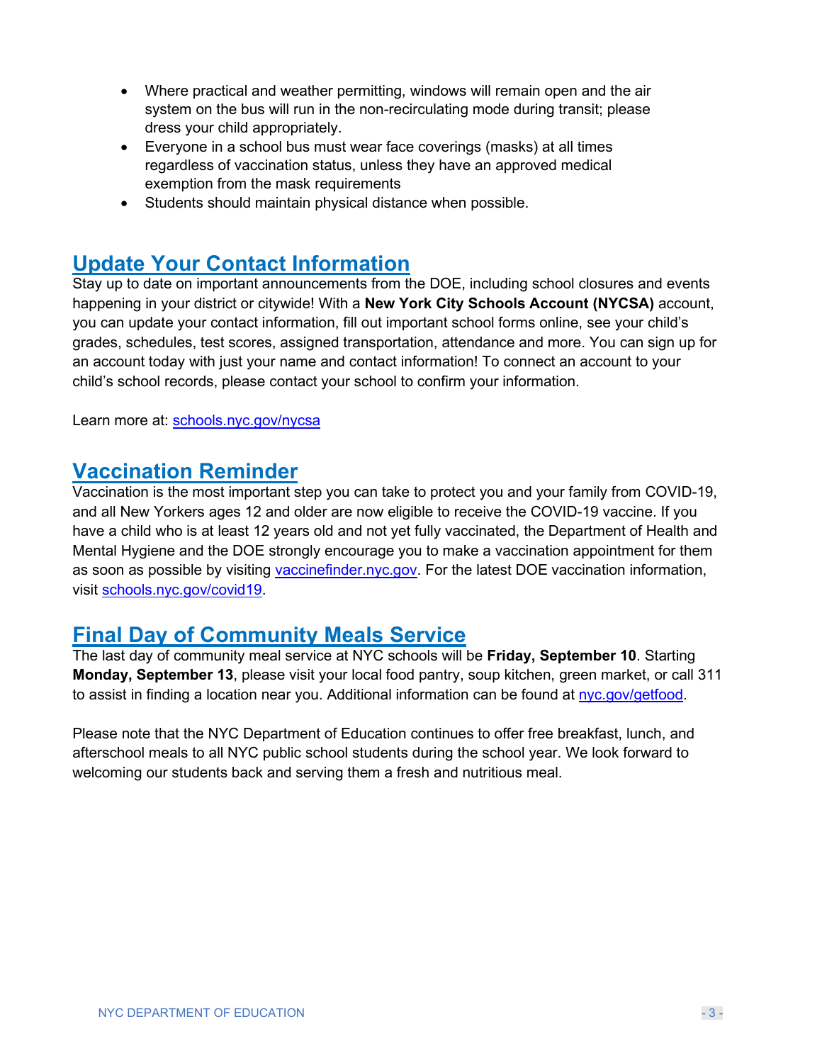- Where practical and weather permitting, windows will remain open and the air system on the bus will run in the non-recirculating mode during transit; please dress your child appropriately.
- Everyone in a school bus must wear face coverings (masks) at all times regardless of vaccination status, unless they have an approved medical exemption from the mask requirements
- Students should maintain physical distance when possible.

## Update Your Contact Information

Stay up to date on important announcements from the DOE, including school closures and events happening in your district or citywide! With a **New York City Schools Account (NYCSA)** account, you can update your contact information, fill out important school forms online, see your child's grades, schedules, test scores, assigned transportation, attendance and more. You can sign up for an account today with just your name and contact information! To connect an account to your child's school records, please contact your school to confirm your information.

Learn more at: schools.nyc.gov/nycsa

## Vaccination Reminder

Vaccination is the most important step you can take to protect you and your family from COVID-19, and all New Yorkers ages 12 and older are now eligible to receive the COVID-19 vaccine. If you have a child who is at least 12 years old and not yet fully vaccinated, the Department of Health and Mental Hygiene and the DOE strongly encourage you to make a vaccination appointment for them as soon as possible by visiting vaccinefinder.nyc.gov. For the latest DOE vaccination information, visit schools.nyc.gov/covid19.

## Final Day of Community Meals Service

The last day of community meal service at NYC schools will be **Friday, September 10**. Starting **Monday, September 13**, please visit your local food pantry, soup kitchen, green market, or call 311 to assist in finding a location near you. Additional information can be found at nyc.gov/getfood.

Please note that the NYC Department of Education continues to offer free breakfast, lunch, and afterschool meals to all NYC public school students during the school year. We look forward to welcoming our students back and serving them a fresh and nutritious meal.